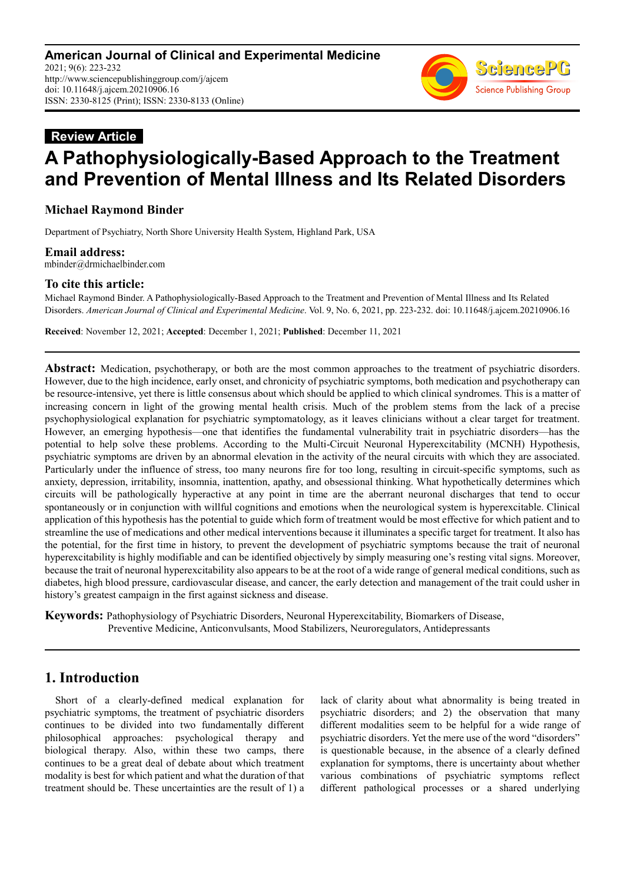**American Journal of Clinical and Experimental Medicine**
2021; 9(6): 223-232
http://www.sciencepublishinggroup.com/j/ajcem
doi: 10.11648/j.ajcem.20210906.16
ISSN: 2330-8125 (Print); ISSN: 2330-8133 (Online)

**Review Article**

# A Pathophysiologically-Based Approach to the Treatment and Prevention of Mental Illness and Its Related Disorders

**Michael Raymond Binder**

Department of Psychiatry, North Shore University Health System, Highland Park, USA

### Email address:

mbinder@drmichaelbinder.com

### To cite this article:

Michael Raymond Binder. A Pathophysiologically-Based Approach to the Treatment and Prevention of Mental Illness and Its Related Disorders. *American Journal of Clinical and Experimental Medicine*. Vol. 9, No. 6, 2021, pp. 223-232. doi: 10.11648/j.ajcem.20210906.16

**Received**: November 12, 2021; **Accepted**: December 1, 2021; **Published**: December 11, 2021

---

**Abstract:** Medication, psychotherapy, or both are the most common approaches to the treatment of psychiatric disorders. However, due to the high incidence, early onset, and chronicity of psychiatric symptoms, both medication and psychotherapy can be resource-intensive, yet there is little consensus about which should be applied to which clinical syndromes. This is a matter of increasing concern in light of the growing mental health crisis. Much of the problem stems from the lack of a precise psychophysiological explanation for psychiatric symptomatology, as it leaves clinicians without a clear target for treatment. However, an emerging hypothesis—one that identifies the fundamental vulnerability trait in psychiatric disorders—has the potential to help solve these problems. According to the Multi-Circuit Neuronal Hyperexcitability (MCNH) Hypothesis, psychiatric symptoms are driven by an abnormal elevation in the activity of the neural circuits with which they are associated. Particularly under the influence of stress, too many neurons fire for too long, resulting in circuit-specific symptoms, such as anxiety, depression, irritability, insomnia, inattention, apathy, and obsessional thinking. What hypothetically determines which circuits will be pathologically hyperactive at any point in time are the aberrant neuronal discharges that tend to occur spontaneously or in conjunction with willful cognitions and emotions when the neurological system is hyperexcitable. Clinical application of this hypothesis has the potential to guide which form of treatment would be most effective for which patient and to streamline the use of medications and other medical interventions because it illuminates a specific target for treatment. It also has the potential, for the first time in history, to prevent the development of psychiatric symptoms because the trait of neuronal hyperexcitability is highly modifiable and can be identified objectively by simply measuring one's resting vital signs. Moreover, because the trait of neuronal hyperexcitability also appears to be at the root of a wide range of general medical conditions, such as diabetes, high blood pressure, cardiovascular disease, and cancer, the early detection and management of the trait could usher in history's greatest campaign in the first against sickness and disease.

**Keywords:** Pathophysiology of Psychiatric Disorders, Neuronal Hyperexcitability, Biomarkers of Disease, Preventive Medicine, Anticonvulsants, Mood Stabilizers, Neuroregulators, Antidepressants

---

## 1. Introduction

Short of a clearly-defined medical explanation for psychiatric symptoms, the treatment of psychiatric disorders continues to be divided into two fundamentally different philosophical approaches: psychological therapy and biological therapy. Also, within these two camps, there continues to be a great deal of debate about which treatment modality is best for which patient and what the duration of that treatment should be. These uncertainties are the result of 1) a lack of clarity about what abnormality is being treated in psychiatric disorders; and 2) the observation that many different modalities seem to be helpful for a wide range of psychiatric disorders. Yet the mere use of the word "disorders" is questionable because, in the absence of a clearly defined explanation for symptoms, there is uncertainty about whether various combinations of psychiatric symptoms reflect different pathological processes or a shared underlying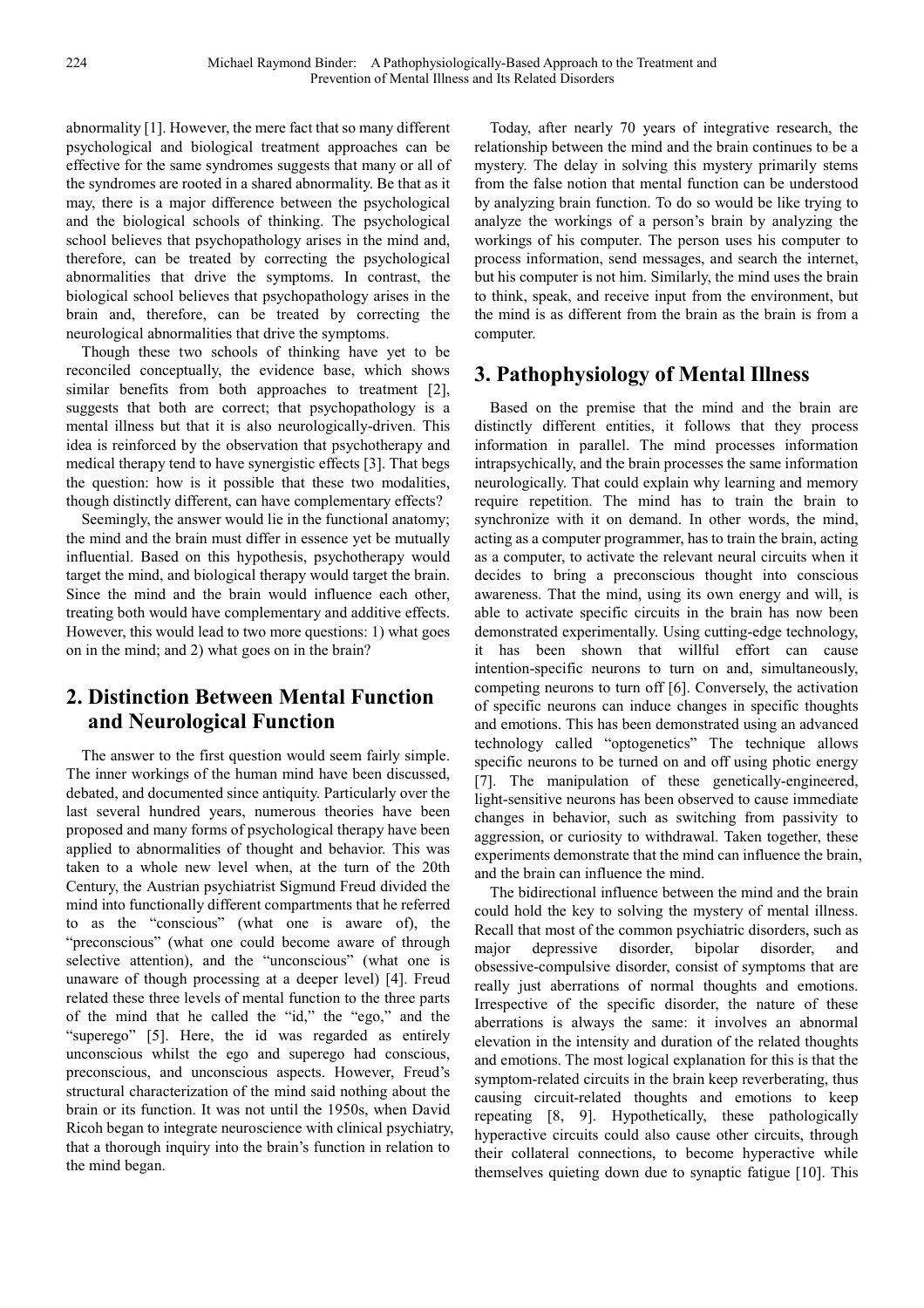abnormality [1]. However, the mere fact that so many different psychological and biological treatment approaches can be effective for the same syndromes suggests that many or all of the syndromes are rooted in a shared abnormality. Be that as it may, there is a major difference between the psychological and the biological schools of thinking. The psychological school believes that psychopathology arises in the mind and, therefore, can be treated by correcting the psychological abnormalities that drive the symptoms. In contrast, the biological school believes that psychopathology arises in the brain and, therefore, can be treated by correcting the neurological abnormalities that drive the symptoms.

Though these two schools of thinking have yet to be reconciled conceptually, the evidence base, which shows similar benefits from both approaches to treatment [2], suggests that both are correct; that psychopathology is a mental illness but that it is also neurologically-driven. This idea is reinforced by the observation that psychotherapy and medical therapy tend to have synergistic effects [3]. That begs the question: how is it possible that these two modalities, though distinctly different, can have complementary effects?

Seemingly, the answer would lie in the functional anatomy; the mind and the brain must differ in essence yet be mutually influential. Based on this hypothesis, psychotherapy would target the mind, and biological therapy would target the brain. Since the mind and the brain would influence each other, treating both would have complementary and additive effects. However, this would lead to two more questions: 1) what goes on in the mind; and 2) what goes on in the brain?

## 2. Distinction Between Mental Function and Neurological Function

The answer to the first question would seem fairly simple. The inner workings of the human mind have been discussed, debated, and documented since antiquity. Particularly over the last several hundred years, numerous theories have been proposed and many forms of psychological therapy have been applied to abnormalities of thought and behavior. This was taken to a whole new level when, at the turn of the 20th Century, the Austrian psychiatrist Sigmund Freud divided the mind into functionally different compartments that he referred to as the "conscious" (what one is aware of), the "preconscious" (what one could become aware of through selective attention), and the "unconscious" (what one is unaware of though processing at a deeper level) [4]. Freud related these three levels of mental function to the three parts of the mind that he called the "id," the "ego," and the "superego" [5]. Here, the id was regarded as entirely unconscious whilst the ego and superego had conscious, preconscious, and unconscious aspects. However, Freud's structural characterization of the mind said nothing about the brain or its function. It was not until the 1950s, when David Ricoh began to integrate neuroscience with clinical psychiatry, that a thorough inquiry into the brain's function in relation to the mind began.

Today, after nearly 70 years of integrative research, the relationship between the mind and the brain continues to be a mystery. The delay in solving this mystery primarily stems from the false notion that mental function can be understood by analyzing brain function. To do so would be like trying to analyze the workings of a person's brain by analyzing the workings of his computer. The person uses his computer to process information, send messages, and search the internet, but his computer is not him. Similarly, the mind uses the brain to think, speak, and receive input from the environment, but the mind is as different from the brain as the brain is from a computer.

## 3. Pathophysiology of Mental Illness

Based on the premise that the mind and the brain are distinctly different entities, it follows that they process information in parallel. The mind processes information intrapsychically, and the brain processes the same information neurologically. That could explain why learning and memory require repetition. The mind has to train the brain to synchronize with it on demand. In other words, the mind, acting as a computer programmer, has to train the brain, acting as a computer, to activate the relevant neural circuits when it decides to bring a preconscious thought into conscious awareness. That the mind, using its own energy and will, is able to activate specific circuits in the brain has now been demonstrated experimentally. Using cutting-edge technology, it has been shown that willful effort can cause intention-specific neurons to turn on and, simultaneously, competing neurons to turn off [6]. Conversely, the activation of specific neurons can induce changes in specific thoughts and emotions. This has been demonstrated using an advanced technology called "optogenetics" The technique allows specific neurons to be turned on and off using photic energy [7]. The manipulation of these genetically-engineered, light-sensitive neurons has been observed to cause immediate changes in behavior, such as switching from passivity to aggression, or curiosity to withdrawal. Taken together, these experiments demonstrate that the mind can influence the brain, and the brain can influence the mind.

The bidirectional influence between the mind and the brain could hold the key to solving the mystery of mental illness. Recall that most of the common psychiatric disorders, such as major depressive disorder, bipolar disorder, and obsessive-compulsive disorder, consist of symptoms that are really just aberrations of normal thoughts and emotions. Irrespective of the specific disorder, the nature of these aberrations is always the same: it involves an abnormal elevation in the intensity and duration of the related thoughts and emotions. The most logical explanation for this is that the symptom-related circuits in the brain keep reverberating, thus causing circuit-related thoughts and emotions to keep repeating [8, 9]. Hypothetically, these pathologically hyperactive circuits could also cause other circuits, through their collateral connections, to become hyperactive while themselves quieting down due to synaptic fatigue [10]. This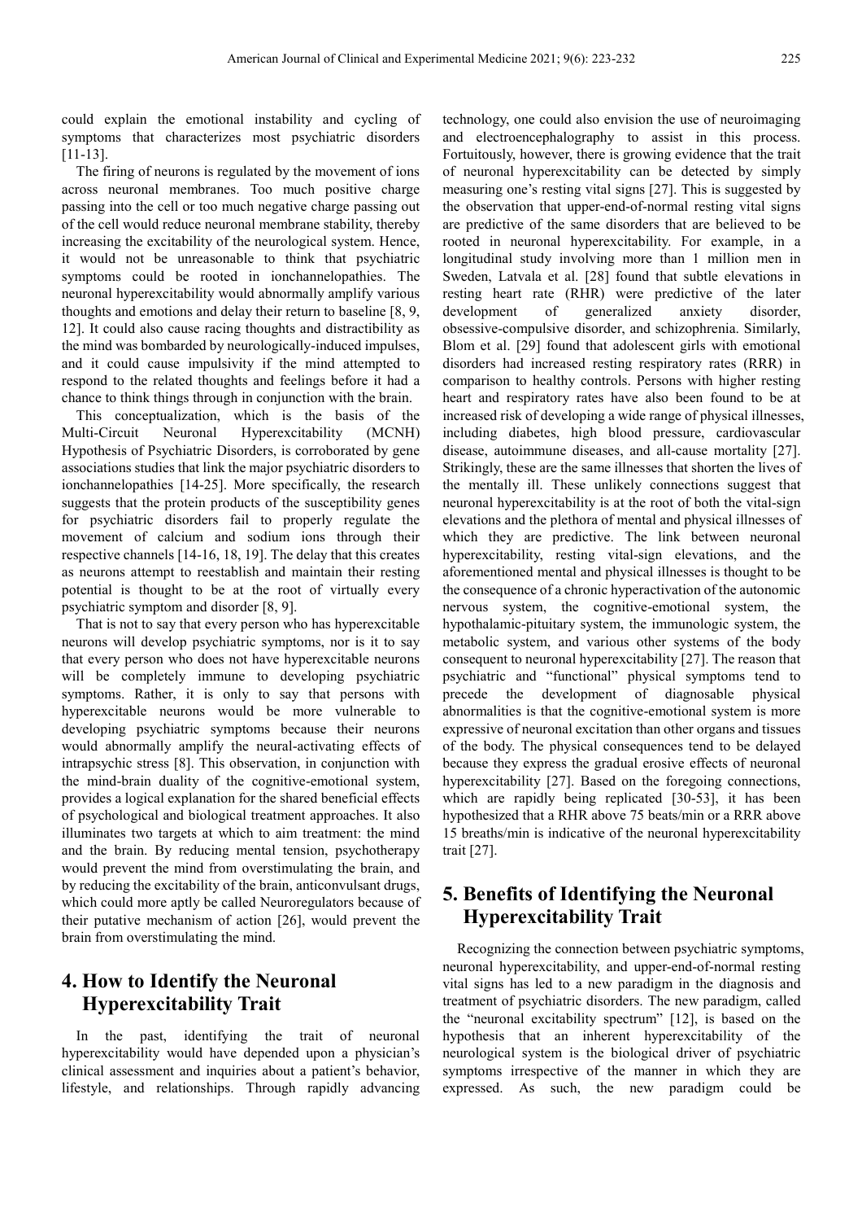could explain the emotional instability and cycling of symptoms that characterizes most psychiatric disorders [11-13].

The firing of neurons is regulated by the movement of ions across neuronal membranes. Too much positive charge passing into the cell or too much negative charge passing out of the cell would reduce neuronal membrane stability, thereby increasing the excitability of the neurological system. Hence, it would not be unreasonable to think that psychiatric symptoms could be rooted in ionchannelopathies. The neuronal hyperexcitability would abnormally amplify various thoughts and emotions and delay their return to baseline [8, 9, 12]. It could also cause racing thoughts and distractibility as the mind was bombarded by neurologically-induced impulses, and it could cause impulsivity if the mind attempted to respond to the related thoughts and feelings before it had a chance to think things through in conjunction with the brain.

This conceptualization, which is the basis of the Multi-Circuit Neuronal Hyperexcitability (MCNH) Hypothesis of Psychiatric Disorders, is corroborated by gene associations studies that link the major psychiatric disorders to ionchannelopathies [14-25]. More specifically, the research suggests that the protein products of the susceptibility genes for psychiatric disorders fail to properly regulate the movement of calcium and sodium ions through their respective channels [14-16, 18, 19]. The delay that this creates as neurons attempt to reestablish and maintain their resting potential is thought to be at the root of virtually every psychiatric symptom and disorder [8, 9].

That is not to say that every person who has hyperexcitable neurons will develop psychiatric symptoms, nor is it to say that every person who does not have hyperexcitable neurons will be completely immune to developing psychiatric symptoms. Rather, it is only to say that persons with hyperexcitable neurons would be more vulnerable to developing psychiatric symptoms because their neurons would abnormally amplify the neural-activating effects of intrapsychic stress [8]. This observation, in conjunction with the mind-brain duality of the cognitive-emotional system, provides a logical explanation for the shared beneficial effects of psychological and biological treatment approaches. It also illuminates two targets at which to aim treatment: the mind and the brain. By reducing mental tension, psychotherapy would prevent the mind from overstimulating the brain, and by reducing the excitability of the brain, anticonvulsant drugs, which could more aptly be called Neuroregulators because of their putative mechanism of action [26], would prevent the brain from overstimulating the mind.

## 4. How to Identify the Neuronal Hyperexcitability Trait

In the past, identifying the trait of neuronal hyperexcitability would have depended upon a physician's clinical assessment and inquiries about a patient's behavior, lifestyle, and relationships. Through rapidly advancing technology, one could also envision the use of neuroimaging and electroencephalography to assist in this process. Fortuitously, however, there is growing evidence that the trait of neuronal hyperexcitability can be detected by simply measuring one's resting vital signs [27]. This is suggested by the observation that upper-end-of-normal resting vital signs are predictive of the same disorders that are believed to be rooted in neuronal hyperexcitability. For example, in a longitudinal study involving more than 1 million men in Sweden, Latvala et al. [28] found that subtle elevations in resting heart rate (RHR) were predictive of the later development of generalized anxiety disorder, obsessive-compulsive disorder, and schizophrenia. Similarly, Blom et al. [29] found that adolescent girls with emotional disorders had increased resting respiratory rates (RRR) in comparison to healthy controls. Persons with higher resting heart and respiratory rates have also been found to be at increased risk of developing a wide range of physical illnesses, including diabetes, high blood pressure, cardiovascular disease, autoimmune diseases, and all-cause mortality [27]. Strikingly, these are the same illnesses that shorten the lives of the mentally ill. These unlikely connections suggest that neuronal hyperexcitability is at the root of both the vital-sign elevations and the plethora of mental and physical illnesses of which they are predictive. The link between neuronal hyperexcitability, resting vital-sign elevations, and the aforementioned mental and physical illnesses is thought to be the consequence of a chronic hyperactivation of the autonomic nervous system, the cognitive-emotional system, the hypothalamic-pituitary system, the immunologic system, the metabolic system, and various other systems of the body consequent to neuronal hyperexcitability [27]. The reason that psychiatric and "functional" physical symptoms tend to precede the development of diagnosable physical abnormalities is that the cognitive-emotional system is more expressive of neuronal excitation than other organs and tissues of the body. The physical consequences tend to be delayed because they express the gradual erosive effects of neuronal hyperexcitability [27]. Based on the foregoing connections, which are rapidly being replicated [30-53], it has been hypothesized that a RHR above 75 beats/min or a RRR above 15 breaths/min is indicative of the neuronal hyperexcitability trait [27].

## 5. Benefits of Identifying the Neuronal Hyperexcitability Trait

Recognizing the connection between psychiatric symptoms, neuronal hyperexcitability, and upper-end-of-normal resting vital signs has led to a new paradigm in the diagnosis and treatment of psychiatric disorders. The new paradigm, called the "neuronal excitability spectrum" [12], is based on the hypothesis that an inherent hyperexcitability of the neurological system is the biological driver of psychiatric symptoms irrespective of the manner in which they are expressed. As such, the new paradigm could be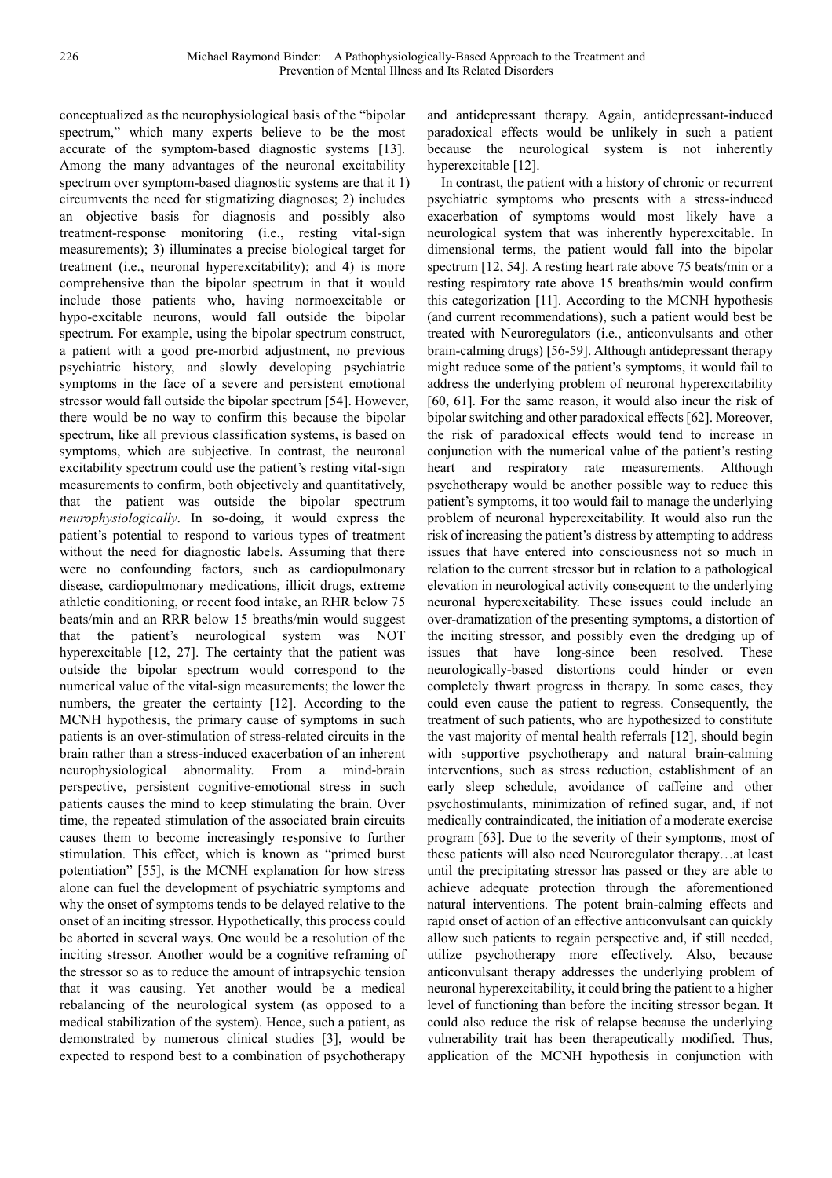conceptualized as the neurophysiological basis of the "bipolar spectrum," which many experts believe to be the most accurate of the symptom-based diagnostic systems [13]. Among the many advantages of the neuronal excitability spectrum over symptom-based diagnostic systems are that it 1) circumvents the need for stigmatizing diagnoses; 2) includes an objective basis for diagnosis and possibly also treatment-response monitoring (i.e., resting vital-sign measurements); 3) illuminates a precise biological target for treatment (i.e., neuronal hyperexcitability); and 4) is more comprehensive than the bipolar spectrum in that it would include those patients who, having normoexcitable or hypo-excitable neurons, would fall outside the bipolar spectrum. For example, using the bipolar spectrum construct, a patient with a good pre-morbid adjustment, no previous psychiatric history, and slowly developing psychiatric symptoms in the face of a severe and persistent emotional stressor would fall outside the bipolar spectrum [54]. However, there would be no way to confirm this because the bipolar spectrum, like all previous classification systems, is based on symptoms, which are subjective. In contrast, the neuronal excitability spectrum could use the patient's resting vital-sign measurements to confirm, both objectively and quantitatively, that the patient was outside the bipolar spectrum *neurophysiologically*. In so-doing, it would express the patient's potential to respond to various types of treatment without the need for diagnostic labels. Assuming that there were no confounding factors, such as cardiopulmonary disease, cardiopulmonary medications, illicit drugs, extreme athletic conditioning, or recent food intake, an RHR below 75 beats/min and an RRR below 15 breaths/min would suggest that the patient's neurological system was NOT hyperexcitable [12, 27]. The certainty that the patient was outside the bipolar spectrum would correspond to the numerical value of the vital-sign measurements; the lower the numbers, the greater the certainty [12]. According to the MCNH hypothesis, the primary cause of symptoms in such patients is an over-stimulation of stress-related circuits in the brain rather than a stress-induced exacerbation of an inherent neurophysiological abnormality. From a mind-brain perspective, persistent cognitive-emotional stress in such patients causes the mind to keep stimulating the brain. Over time, the repeated stimulation of the associated brain circuits causes them to become increasingly responsive to further stimulation. This effect, which is known as "primed burst potentiation" [55], is the MCNH explanation for how stress alone can fuel the development of psychiatric symptoms and why the onset of symptoms tends to be delayed relative to the onset of an inciting stressor. Hypothetically, this process could be aborted in several ways. One would be a resolution of the inciting stressor. Another would be a cognitive reframing of the stressor so as to reduce the amount of intrapsychic tension that it was causing. Yet another would be a medical rebalancing of the neurological system (as opposed to a medical stabilization of the system). Hence, such a patient, as demonstrated by numerous clinical studies [3], would be expected to respond best to a combination of psychotherapy and antidepressant therapy. Again, antidepressant-induced paradoxical effects would be unlikely in such a patient because the neurological system is not inherently hyperexcitable [12].

In contrast, the patient with a history of chronic or recurrent psychiatric symptoms who presents with a stress-induced exacerbation of symptoms would most likely have a neurological system that was inherently hyperexcitable. In dimensional terms, the patient would fall into the bipolar spectrum [12, 54]. A resting heart rate above 75 beats/min or a resting respiratory rate above 15 breaths/min would confirm this categorization [11]. According to the MCNH hypothesis (and current recommendations), such a patient would best be treated with Neuroregulators (i.e., anticonvulsants and other brain-calming drugs) [56-59]. Although antidepressant therapy might reduce some of the patient's symptoms, it would fail to address the underlying problem of neuronal hyperexcitability [60, 61]. For the same reason, it would also incur the risk of bipolar switching and other paradoxical effects [62]. Moreover, the risk of paradoxical effects would tend to increase in conjunction with the numerical value of the patient's resting heart and respiratory rate measurements. Although psychotherapy would be another possible way to reduce this patient's symptoms, it too would fail to manage the underlying problem of neuronal hyperexcitability. It would also run the risk of increasing the patient's distress by attempting to address issues that have entered into consciousness not so much in relation to the current stressor but in relation to a pathological elevation in neurological activity consequent to the underlying neuronal hyperexcitability. These issues could include an over-dramatization of the presenting symptoms, a distortion of the inciting stressor, and possibly even the dredging up of issues that have long-since been resolved. These neurologically-based distortions could hinder or even completely thwart progress in therapy. In some cases, they could even cause the patient to regress. Consequently, the treatment of such patients, who are hypothesized to constitute the vast majority of mental health referrals [12], should begin with supportive psychotherapy and natural brain-calming interventions, such as stress reduction, establishment of an early sleep schedule, avoidance of caffeine and other psychostimulants, minimization of refined sugar, and, if not medically contraindicated, the initiation of a moderate exercise program [63]. Due to the severity of their symptoms, most of these patients will also need Neuroregulator therapy…at least until the precipitating stressor has passed or they are able to achieve adequate protection through the aforementioned natural interventions. The potent brain-calming effects and rapid onset of action of an effective anticonvulsant can quickly allow such patients to regain perspective and, if still needed, utilize psychotherapy more effectively. Also, because anticonvulsant therapy addresses the underlying problem of neuronal hyperexcitability, it could bring the patient to a higher level of functioning than before the inciting stressor began. It could also reduce the risk of relapse because the underlying vulnerability trait has been therapeutically modified. Thus, application of the MCNH hypothesis in conjunction with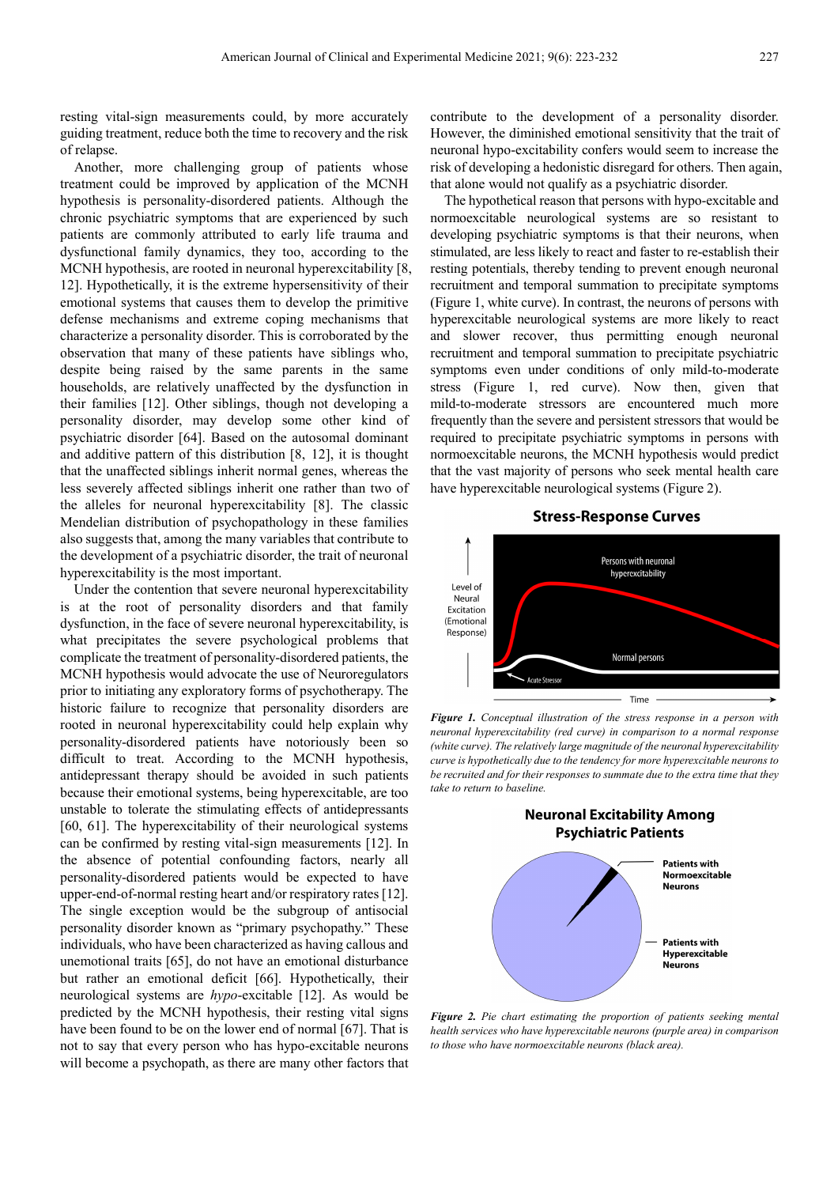resting vital-sign measurements could, by more accurately guiding treatment, reduce both the time to recovery and the risk of relapse.

Another, more challenging group of patients whose treatment could be improved by application of the MCNH hypothesis is personality-disordered patients. Although the chronic psychiatric symptoms that are experienced by such patients are commonly attributed to early life trauma and dysfunctional family dynamics, they too, according to the MCNH hypothesis, are rooted in neuronal hyperexcitability [8, 12]. Hypothetically, it is the extreme hypersensitivity of their emotional systems that causes them to develop the primitive defense mechanisms and extreme coping mechanisms that characterize a personality disorder. This is corroborated by the observation that many of these patients have siblings who, despite being raised by the same parents in the same households, are relatively unaffected by the dysfunction in their families [12]. Other siblings, though not developing a personality disorder, may develop some other kind of psychiatric disorder [64]. Based on the autosomal dominant and additive pattern of this distribution [8, 12], it is thought that the unaffected siblings inherit normal genes, whereas the less severely affected siblings inherit one rather than two of the alleles for neuronal hyperexcitability [8]. The classic Mendelian distribution of psychopathology in these families also suggests that, among the many variables that contribute to the development of a psychiatric disorder, the trait of neuronal hyperexcitability is the most important.

Under the contention that severe neuronal hyperexcitability is at the root of personality disorders and that family dysfunction, in the face of severe neuronal hyperexcitability, is what precipitates the severe psychological problems that complicate the treatment of personality-disordered patients, the MCNH hypothesis would advocate the use of Neuroregulators prior to initiating any exploratory forms of psychotherapy. The historic failure to recognize that personality disorders are rooted in neuronal hyperexcitability could help explain why personality-disordered patients have notoriously been so difficult to treat. According to the MCNH hypothesis, antidepressant therapy should be avoided in such patients because their emotional systems, being hyperexcitable, are too unstable to tolerate the stimulating effects of antidepressants [60, 61]. The hyperexcitability of their neurological systems can be confirmed by resting vital-sign measurements [12]. In the absence of potential confounding factors, nearly all personality-disordered patients would be expected to have upper-end-of-normal resting heart and/or respiratory rates [12]. The single exception would be the subgroup of antisocial personality disorder known as "primary psychopathy." These individuals, who have been characterized as having callous and unemotional traits [65], do not have an emotional disturbance but rather an emotional deficit [66]. Hypothetically, their neurological systems are *hypo*-excitable [12]. As would be predicted by the MCNH hypothesis, their resting vital signs have been found to be on the lower end of normal [67]. That is not to say that every person who has hypo-excitable neurons will become a psychopath, as there are many other factors that contribute to the development of a personality disorder. However, the diminished emotional sensitivity that the trait of neuronal hypo-excitability confers would seem to increase the risk of developing a hedonistic disregard for others. Then again, that alone would not qualify as a psychiatric disorder.

The hypothetical reason that persons with hypo-excitable and normoexcitable neurological systems are so resistant to developing psychiatric symptoms is that their neurons, when stimulated, are less likely to react and faster to re-establish their resting potentials, thereby tending to prevent enough neuronal recruitment and temporal summation to precipitate symptoms (Figure 1, white curve). In contrast, the neurons of persons with hyperexcitable neurological systems are more likely to react and slower recover, thus permitting enough neuronal recruitment and temporal summation to precipitate psychiatric symptoms even under conditions of only mild-to-moderate stress (Figure 1, red curve). Now then, given that mild-to-moderate stressors are encountered much more frequently than the severe and persistent stressors that would be required to precipitate psychiatric symptoms in persons with normoexcitable neurons, the MCNH hypothesis would predict that the vast majority of persons who seek mental health care have hyperexcitable neurological systems (Figure 2).

**Stress-Response Curves**

*Figure 1. Conceptual illustration of the stress response in a person with neuronal hyperexcitability (red curve) in comparison to a normal response (white curve). The relatively large magnitude of the neuronal hyperexcitability curve is hypothetically due to the tendency for more hyperexcitable neurons to be recruited and for their responses to summate due to the extra time that they take to return to baseline.*

**Neuronal Excitability Among Psychiatric Patients**

*Figure 2. Pie chart estimating the proportion of patients seeking mental health services who have hyperexcitable neurons (purple area) in comparison to those who have normoexcitable neurons (black area).*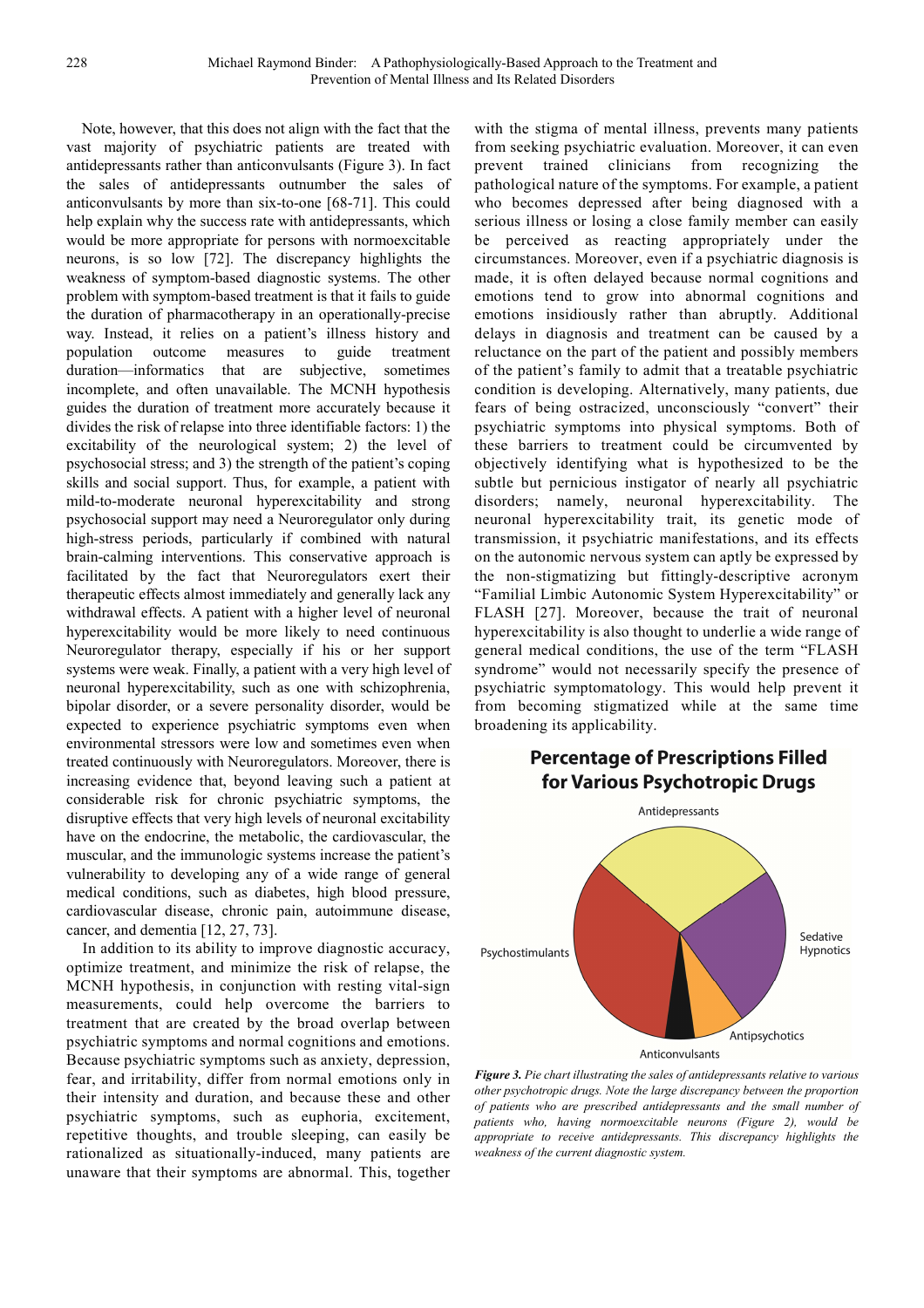Note, however, that this does not align with the fact that the vast majority of psychiatric patients are treated with antidepressants rather than anticonvulsants (Figure 3). In fact the sales of antidepressants outnumber the sales of anticonvulsants by more than six-to-one [68-71]. This could help explain why the success rate with antidepressants, which would be more appropriate for persons with normoexcitable neurons, is so low [72]. The discrepancy highlights the weakness of symptom-based diagnostic systems. The other problem with symptom-based treatment is that it fails to guide the duration of pharmacotherapy in an operationally-precise way. Instead, it relies on a patient's illness history and population outcome measures to guide treatment duration—informatics that are subjective, sometimes incomplete, and often unavailable. The MCNH hypothesis guides the duration of treatment more accurately because it divides the risk of relapse into three identifiable factors: 1) the excitability of the neurological system; 2) the level of psychosocial stress; and 3) the strength of the patient's coping skills and social support. Thus, for example, a patient with mild-to-moderate neuronal hyperexcitability and strong psychosocial support may need a Neuroregulator only during high-stress periods, particularly if combined with natural brain-calming interventions. This conservative approach is facilitated by the fact that Neuroregulators exert their therapeutic effects almost immediately and generally lack any withdrawal effects. A patient with a higher level of neuronal hyperexcitability would be more likely to need continuous Neuroregulator therapy, especially if his or her support systems were weak. Finally, a patient with a very high level of neuronal hyperexcitability, such as one with schizophrenia, bipolar disorder, or a severe personality disorder, would be expected to experience psychiatric symptoms even when environmental stressors were low and sometimes even when treated continuously with Neuroregulators. Moreover, there is increasing evidence that, beyond leaving such a patient at considerable risk for chronic psychiatric symptoms, the disruptive effects that very high levels of neuronal excitability have on the endocrine, the metabolic, the cardiovascular, the muscular, and the immunologic systems increase the patient's vulnerability to developing any of a wide range of general medical conditions, such as diabetes, high blood pressure, cardiovascular disease, chronic pain, autoimmune disease, cancer, and dementia [12, 27, 73].

In addition to its ability to improve diagnostic accuracy, optimize treatment, and minimize the risk of relapse, the MCNH hypothesis, in conjunction with resting vital-sign measurements, could help overcome the barriers to treatment that are created by the broad overlap between psychiatric symptoms and normal cognitions and emotions. Because psychiatric symptoms such as anxiety, depression, fear, and irritability, differ from normal emotions only in their intensity and duration, and because these and other psychiatric symptoms, such as euphoria, excitement, repetitive thoughts, and trouble sleeping, can easily be rationalized as situationally-induced, many patients are unaware that their symptoms are abnormal. This, together with the stigma of mental illness, prevents many patients from seeking psychiatric evaluation. Moreover, it can even prevent trained clinicians from recognizing the pathological nature of the symptoms. For example, a patient who becomes depressed after being diagnosed with a serious illness or losing a close family member can easily be perceived as reacting appropriately under the circumstances. Moreover, even if a psychiatric diagnosis is made, it is often delayed because normal cognitions and emotions tend to grow into abnormal cognitions and emotions insidiously rather than abruptly. Additional delays in diagnosis and treatment can be caused by a reluctance on the part of the patient and possibly members of the patient's family to admit that a treatable psychiatric condition is developing. Alternatively, many patients, due fears of being ostracized, unconsciously "convert" their psychiatric symptoms into physical symptoms. Both of these barriers to treatment could be circumvented by objectively identifying what is hypothesized to be the subtle but pernicious instigator of nearly all psychiatric disorders; namely, neuronal hyperexcitability. The neuronal hyperexcitability trait, its genetic mode of transmission, it psychiatric manifestations, and its effects on the autonomic nervous system can aptly be expressed by the non-stigmatizing but fittingly-descriptive acronym "Familial Limbic Autonomic System Hyperexcitability" or FLASH [27]. Moreover, because the trait of neuronal hyperexcitability is also thought to underlie a wide range of general medical conditions, the use of the term "FLASH syndrome" would not necessarily specify the presence of psychiatric symptomatology. This would help prevent it from becoming stigmatized while at the same time broadening its applicability.

**Percentage of Prescriptions Filled for Various Psychotropic Drugs**

Antidepressants, Sedative Hypnotics, Antipsychotics, Anticonvulsants, Psychostimulants

***Figure 3.*** *Pie chart illustrating the sales of antidepressants relative to various other psychotropic drugs. Note the large discrepancy between the proportion of patients who are prescribed antidepressants and the small number of patients who, having normoexcitable neurons (Figure 2), would be appropriate to receive antidepressants. This discrepancy highlights the weakness of the current diagnostic system.*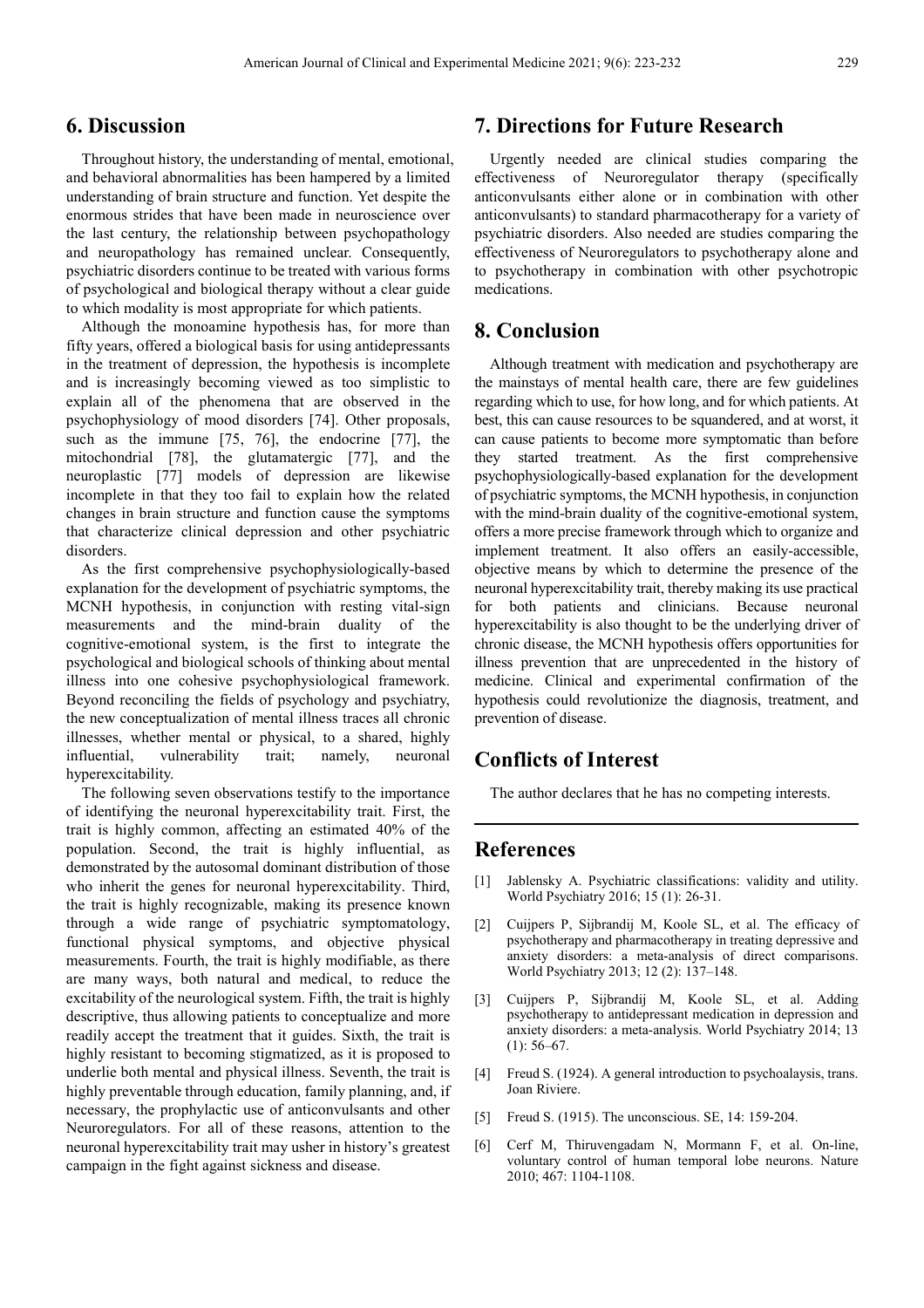## 6. Discussion

Throughout history, the understanding of mental, emotional, and behavioral abnormalities has been hampered by a limited understanding of brain structure and function. Yet despite the enormous strides that have been made in neuroscience over the last century, the relationship between psychopathology and neuropathology has remained unclear. Consequently, psychiatric disorders continue to be treated with various forms of psychological and biological therapy without a clear guide to which modality is most appropriate for which patients.

Although the monoamine hypothesis has, for more than fifty years, offered a biological basis for using antidepressants in the treatment of depression, the hypothesis is incomplete and is increasingly becoming viewed as too simplistic to explain all of the phenomena that are observed in the psychophysiology of mood disorders [74]. Other proposals, such as the immune [75, 76], the endocrine [77], the mitochondrial [78], the glutamatergic [77], and the neuroplastic [77] models of depression are likewise incomplete in that they too fail to explain how the related changes in brain structure and function cause the symptoms that characterize clinical depression and other psychiatric disorders.

As the first comprehensive psychophysiologically-based explanation for the development of psychiatric symptoms, the MCNH hypothesis, in conjunction with resting vital-sign measurements and the mind-brain duality of the cognitive-emotional system, is the first to integrate the psychological and biological schools of thinking about mental illness into one cohesive psychophysiological framework. Beyond reconciling the fields of psychology and psychiatry, the new conceptualization of mental illness traces all chronic illnesses, whether mental or physical, to a shared, highly influential, vulnerability trait; namely, neuronal hyperexcitability.

The following seven observations testify to the importance of identifying the neuronal hyperexcitability trait. First, the trait is highly common, affecting an estimated 40% of the population. Second, the trait is highly influential, as demonstrated by the autosomal dominant distribution of those who inherit the genes for neuronal hyperexcitability. Third, the trait is highly recognizable, making its presence known through a wide range of psychiatric symptomatology, functional physical symptoms, and objective physical measurements. Fourth, the trait is highly modifiable, as there are many ways, both natural and medical, to reduce the excitability of the neurological system. Fifth, the trait is highly descriptive, thus allowing patients to conceptualize and more readily accept the treatment that it guides. Sixth, the trait is highly resistant to becoming stigmatized, as it is proposed to underlie both mental and physical illness. Seventh, the trait is highly preventable through education, family planning, and, if necessary, the prophylactic use of anticonvulsants and other Neuroregulators. For all of these reasons, attention to the neuronal hyperexcitability trait may usher in history's greatest campaign in the fight against sickness and disease.

## 7. Directions for Future Research

Urgently needed are clinical studies comparing the effectiveness of Neuroregulator therapy (specifically anticonvulsants either alone or in combination with other anticonvulsants) to standard pharmacotherapy for a variety of psychiatric disorders. Also needed are studies comparing the effectiveness of Neuroregulators to psychotherapy alone and to psychotherapy in combination with other psychotropic medications.

## 8. Conclusion

Although treatment with medication and psychotherapy are the mainstays of mental health care, there are few guidelines regarding which to use, for how long, and for which patients. At best, this can cause resources to be squandered, and at worst, it can cause patients to become more symptomatic than before they started treatment. As the first comprehensive psychophysiologically-based explanation for the development of psychiatric symptoms, the MCNH hypothesis, in conjunction with the mind-brain duality of the cognitive-emotional system, offers a more precise framework through which to organize and implement treatment. It also offers an easily-accessible, objective means by which to determine the presence of the neuronal hyperexcitability trait, thereby making its use practical for both patients and clinicians. Because neuronal hyperexcitability is also thought to be the underlying driver of chronic disease, the MCNH hypothesis offers opportunities for illness prevention that are unprecedented in the history of medicine. Clinical and experimental confirmation of the hypothesis could revolutionize the diagnosis, treatment, and prevention of disease.

## Conflicts of Interest

The author declares that he has no competing interests.

## References

[1] Jablensky A. Psychiatric classifications: validity and utility. World Psychiatry 2016; 15 (1): 26-31.

[2] Cuijpers P, Sijbrandij M, Koole SL, et al. The efficacy of psychotherapy and pharmacotherapy in treating depressive and anxiety disorders: a meta-analysis of direct comparisons. World Psychiatry 2013; 12 (2): 137–148.

[3] Cuijpers P, Sijbrandij M, Koole SL, et al. Adding psychotherapy to antidepressant medication in depression and anxiety disorders: a meta-analysis. World Psychiatry 2014; 13 (1): 56–67.

[4] Freud S. (1924). A general introduction to psychoalaysis, trans. Joan Riviere.

[5] Freud S. (1915). The unconscious. SE, 14: 159-204.

[6] Cerf M, Thiruvengadam N, Mormann F, et al. On-line, voluntary control of human temporal lobe neurons. Nature 2010; 467: 1104-1108.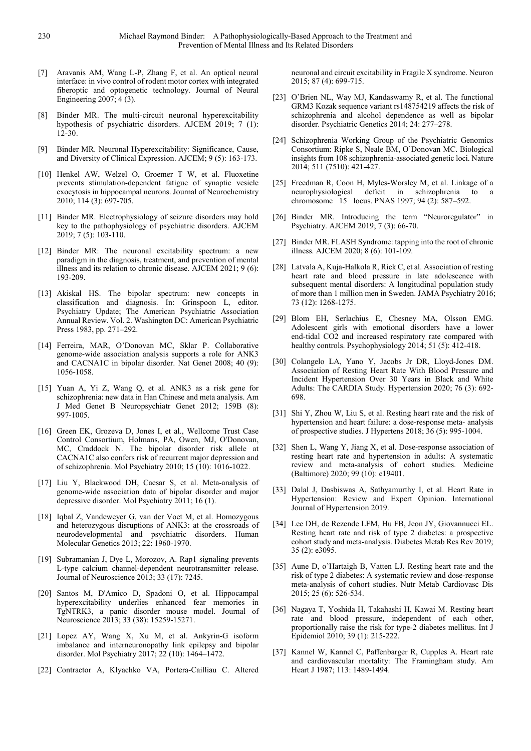[7] Aravanis AM, Wang L-P, Zhang F, et al. An optical neural interface: in vivo control of rodent motor cortex with integrated fiberoptic and optogenetic technology. Journal of Neural Engineering 2007; 4 (3).

[8] Binder MR. The multi-circuit neuronal hyperexcitability hypothesis of psychiatric disorders. AJCEM 2019; 7 (1): 12-30.

[9] Binder MR. Neuronal Hyperexcitability: Significance, Cause, and Diversity of Clinical Expression. AJCEM; 9 (5): 163-173.

[10] Henkel AW, Welzel O, Groemer T W, et al. Fluoxetine prevents stimulation-dependent fatigue of synaptic vesicle exocytosis in hippocampal neurons. Journal of Neurochemistry 2010; 114 (3): 697-705.

[11] Binder MR. Electrophysiology of seizure disorders may hold key to the pathophysiology of psychiatric disorders. AJCEM 2019; 7 (5): 103-110.

[12] Binder MR: The neuronal excitability spectrum: a new paradigm in the diagnosis, treatment, and prevention of mental illness and its relation to chronic disease. AJCEM 2021; 9 (6): 193-209.

[13] Akiskal HS. The bipolar spectrum: new concepts in classification and diagnosis. In: Grinspoon L, editor. Psychiatry Update; The American Psychiatric Association Annual Review. Vol. 2. Washington DC: American Psychiatric Press 1983, pp. 271–292.

[14] Ferreira, MAR, O'Donovan MC, Sklar P. Collaborative genome-wide association analysis supports a role for ANK3 and CACNA1C in bipolar disorder. Nat Genet 2008; 40 (9): 1056-1058.

[15] Yuan A, Yi Z, Wang Q, et al. ANK3 as a risk gene for schizophrenia: new data in Han Chinese and meta analysis. Am J Med Genet B Neuropsychiatr Genet 2012; 159B (8): 997-1005.

[16] Green EK, Grozeva D, Jones I, et al., Wellcome Trust Case Control Consortium, Holmans, PA, Owen, MJ, O'Donovan, MC, Craddock N. The bipolar disorder risk allele at CACNA1C also confers risk of recurrent major depression and of schizophrenia. Mol Psychiatry 2010; 15 (10): 1016-1022.

[17] Liu Y, Blackwood DH, Caesar S, et al. Meta-analysis of genome-wide association data of bipolar disorder and major depressive disorder. Mol Psychiatry 2011; 16 (1).

[18] Iqbal Z, Vandeweyer G, van der Voet M, et al. Homozygous and heterozygous disruptions of ANK3: at the crossroads of neurodevelopmental and psychiatric disorders. Human Molecular Genetics 2013; 22: 1960-1970.

[19] Subramanian J, Dye L, Morozov, A. Rap1 signaling prevents L-type calcium channel-dependent neurotransmitter release. Journal of Neuroscience 2013; 33 (17): 7245.

[20] Santos M, D'Amico D, Spadoni O, et al. Hippocampal hyperexcitability underlies enhanced fear memories in TgNTRK3, a panic disorder mouse model. Journal of Neuroscience 2013; 33 (38): 15259-15271.

[21] Lopez AY, Wang X, Xu M, et al. Ankyrin-G isoform imbalance and interneuronopathy link epilepsy and bipolar disorder. Mol Psychiatry 2017; 22 (10): 1464–1472.

[22] Contractor A, Klyachko VA, Portera-Cailliau C. Altered neuronal and circuit excitability in Fragile X syndrome. Neuron 2015; 87 (4): 699-715.

[23] O'Brien NL, Way MJ, Kandaswamy R, et al. The functional GRM3 Kozak sequence variant rs148754219 affects the risk of schizophrenia and alcohol dependence as well as bipolar disorder. Psychiatric Genetics 2014; 24: 277–278.

[24] Schizophrenia Working Group of the Psychiatric Genomics Consortium: Ripke S, Neale BM, O'Donovan MC. Biological insights from 108 schizophrenia-associated genetic loci. Nature 2014; 511 (7510): 421-427.

[25] Freedman R, Coon H, Myles-Worsley M, et al. Linkage of a neurophysiological deficit in schizophrenia to a chromosome 15 locus. PNAS 1997; 94 (2): 587–592.

[26] Binder MR. Introducing the term "Neuroregulator" in Psychiatry. AJCEM 2019; 7 (3): 66-70.

[27] Binder MR. FLASH Syndrome: tapping into the root of chronic illness. AJCEM 2020; 8 (6): 101-109.

[28] Latvala A, Kuja-Halkola R, Rick C, et al. Association of resting heart rate and blood pressure in late adolescence with subsequent mental disorders: A longitudinal population study of more than 1 million men in Sweden. JAMA Psychiatry 2016; 73 (12): 1268-1275.

[29] Blom EH, Serlachius E, Chesney MA, Olsson EMG. Adolescent girls with emotional disorders have a lower end-tidal CO2 and increased respiratory rate compared with healthy controls. Psychophysiology 2014; 51 (5): 412-418.

[30] Colangelo LA, Yano Y, Jacobs Jr DR, Lloyd-Jones DM. Association of Resting Heart Rate With Blood Pressure and Incident Hypertension Over 30 Years in Black and White Adults: The CARDIA Study. Hypertension 2020; 76 (3): 692-698.

[31] Shi Y, Zhou W, Liu S, et al. Resting heart rate and the risk of hypertension and heart failure: a dose-response meta- analysis of prospective studies. J Hypertens 2018; 36 (5): 995-1004.

[32] Shen L, Wang Y, Jiang X, et al. Dose-response association of resting heart rate and hypertension in adults: A systematic review and meta-analysis of cohort studies. Medicine (Baltimore) 2020; 99 (10): e19401.

[33] Dalal J, Dasbiswas A, Sathyamurthy I, et al. Heart Rate in Hypertension: Review and Expert Opinion. International Journal of Hypertension 2019.

[34] Lee DH, de Rezende LFM, Hu FB, Jeon JY, Giovannucci EL. Resting heart rate and risk of type 2 diabetes: a prospective cohort study and meta-analysis. Diabetes Metab Res Rev 2019; 35 (2): e3095.

[35] Aune D, o'Hartaigh B, Vatten LJ. Resting heart rate and the risk of type 2 diabetes: A systematic review and dose-response meta-analysis of cohort studies. Nutr Metab Cardiovasc Dis 2015; 25 (6): 526-534.

[36] Nagaya T, Yoshida H, Takahashi H, Kawai M. Resting heart rate and blood pressure, independent of each other, proportionally raise the risk for type-2 diabetes mellitus. Int J Epidemiol 2010; 39 (1): 215-222.

[37] Kannel W, Kannel C, Paffenbarger R, Cupples A. Heart rate and cardiovascular mortality: The Framingham study. Am Heart J 1987; 113: 1489-1494.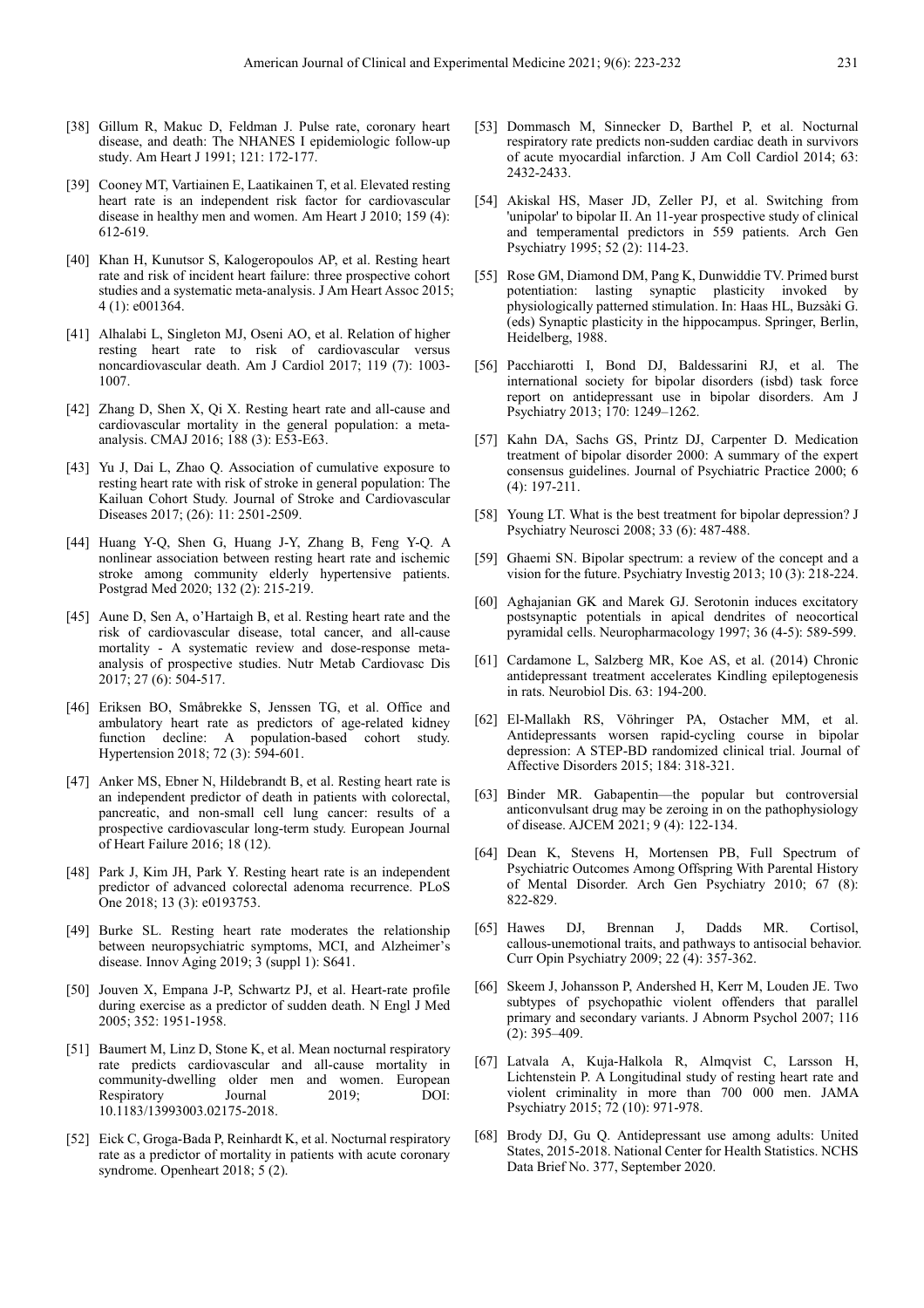[38] Gillum R, Makuc D, Feldman J. Pulse rate, coronary heart disease, and death: The NHANES I epidemiologic follow-up study. Am Heart J 1991; 121: 172-177.

[39] Cooney MT, Vartiainen E, Laatikainen T, et al. Elevated resting heart rate is an independent risk factor for cardiovascular disease in healthy men and women. Am Heart J 2010; 159 (4): 612-619.

[40] Khan H, Kunutsor S, Kalogeropoulos AP, et al. Resting heart rate and risk of incident heart failure: three prospective cohort studies and a systematic meta-analysis. J Am Heart Assoc 2015; 4 (1): e001364.

[41] Alhalabi L, Singleton MJ, Oseni AO, et al. Relation of higher resting heart rate to risk of cardiovascular versus noncardiovascular death. Am J Cardiol 2017; 119 (7): 1003-1007.

[42] Zhang D, Shen X, Qi X. Resting heart rate and all-cause and cardiovascular mortality in the general population: a meta-analysis. CMAJ 2016; 188 (3): E53-E63.

[43] Yu J, Dai L, Zhao Q. Association of cumulative exposure to resting heart rate with risk of stroke in general population: The Kailuan Cohort Study. Journal of Stroke and Cardiovascular Diseases 2017; (26): 11: 2501-2509.

[44] Huang Y-Q, Shen G, Huang J-Y, Zhang B, Feng Y-Q. A nonlinear association between resting heart rate and ischemic stroke among community elderly hypertensive patients. Postgrad Med 2020; 132 (2): 215-219.

[45] Aune D, Sen A, o'Hartaigh B, et al. Resting heart rate and the risk of cardiovascular disease, total cancer, and all-cause mortality - A systematic review and dose-response meta-analysis of prospective studies. Nutr Metab Cardiovasc Dis 2017; 27 (6): 504-517.

[46] Eriksen BO, Småbrekke S, Jenssen TG, et al. Office and ambulatory heart rate as predictors of age-related kidney function decline: A population-based cohort study. Hypertension 2018; 72 (3): 594-601.

[47] Anker MS, Ebner N, Hildebrandt B, et al. Resting heart rate is an independent predictor of death in patients with colorectal, pancreatic, and non-small cell lung cancer: results of a prospective cardiovascular long-term study. European Journal of Heart Failure 2016; 18 (12).

[48] Park J, Kim JH, Park Y. Resting heart rate is an independent predictor of advanced colorectal adenoma recurrence. PLoS One 2018; 13 (3): e0193753.

[49] Burke SL. Resting heart rate moderates the relationship between neuropsychiatric symptoms, MCI, and Alzheimer's disease. Innov Aging 2019; 3 (suppl 1): S641.

[50] Jouven X, Empana J-P, Schwartz PJ, et al. Heart-rate profile during exercise as a predictor of sudden death. N Engl J Med 2005; 352: 1951-1958.

[51] Baumert M, Linz D, Stone K, et al. Mean nocturnal respiratory rate predicts cardiovascular and all-cause mortality in community-dwelling older men and women. European Respiratory Journal 2019; DOI: 10.1183/13993003.02175-2018.

[52] Eick C, Groga-Bada P, Reinhardt K, et al. Nocturnal respiratory rate as a predictor of mortality in patients with acute coronary syndrome. Openheart 2018; 5 (2).

[53] Dommasch M, Sinnecker D, Barthel P, et al. Nocturnal respiratory rate predicts non-sudden cardiac death in survivors of acute myocardial infarction. J Am Coll Cardiol 2014; 63: 2432-2433.

[54] Akiskal HS, Maser JD, Zeller PJ, et al. Switching from 'unipolar' to bipolar II. An 11-year prospective study of clinical and temperamental predictors in 559 patients. Arch Gen Psychiatry 1995; 52 (2): 114-23.

[55] Rose GM, Diamond DM, Pang K, Dunwiddie TV. Primed burst potentiation: lasting synaptic plasticity invoked by physiologically patterned stimulation. In: Haas HL, Buzsàki G. (eds) Synaptic plasticity in the hippocampus. Springer, Berlin, Heidelberg, 1988.

[56] Pacchiarotti I, Bond DJ, Baldessarini RJ, et al. The international society for bipolar disorders (isbd) task force report on antidepressant use in bipolar disorders. Am J Psychiatry 2013; 170: 1249–1262.

[57] Kahn DA, Sachs GS, Printz DJ, Carpenter D. Medication treatment of bipolar disorder 2000: A summary of the expert consensus guidelines. Journal of Psychiatric Practice 2000; 6 (4): 197-211.

[58] Young LT. What is the best treatment for bipolar depression? J Psychiatry Neurosci 2008; 33 (6): 487-488.

[59] Ghaemi SN. Bipolar spectrum: a review of the concept and a vision for the future. Psychiatry Investig 2013; 10 (3): 218-224.

[60] Aghajanian GK and Marek GJ. Serotonin induces excitatory postsynaptic potentials in apical dendrites of neocortical pyramidal cells. Neuropharmacology 1997; 36 (4-5): 589-599.

[61] Cardamone L, Salzberg MR, Koe AS, et al. (2014) Chronic antidepressant treatment accelerates Kindling epileptogenesis in rats. Neurobiol Dis. 63: 194-200.

[62] El-Mallakh RS, Vöhringer PA, Ostacher MM, et al. Antidepressants worsen rapid-cycling course in bipolar depression: A STEP-BD randomized clinical trial. Journal of Affective Disorders 2015; 184: 318-321.

[63] Binder MR. Gabapentin—the popular but controversial anticonvulsant drug may be zeroing in on the pathophysiology of disease. AJCEM 2021; 9 (4): 122-134.

[64] Dean K, Stevens H, Mortensen PB, Full Spectrum of Psychiatric Outcomes Among Offspring With Parental History of Mental Disorder. Arch Gen Psychiatry 2010; 67 (8): 822-829.

[65] Hawes DJ, Brennan J, Dadds MR. Cortisol, callous-unemotional traits, and pathways to antisocial behavior. Curr Opin Psychiatry 2009; 22 (4): 357-362.

[66] Skeem J, Johansson P, Andershed H, Kerr M, Louden JE. Two subtypes of psychopathic violent offenders that parallel primary and secondary variants. J Abnorm Psychol 2007; 116 (2): 395–409.

[67] Latvala A, Kuja-Halkola R, Almqvist C, Larsson H, Lichtenstein P. A Longitudinal study of resting heart rate and violent criminality in more than 700 000 men. JAMA Psychiatry 2015; 72 (10): 971-978.

[68] Brody DJ, Gu Q. Antidepressant use among adults: United States, 2015-2018. National Center for Health Statistics. NCHS Data Brief No. 377, September 2020.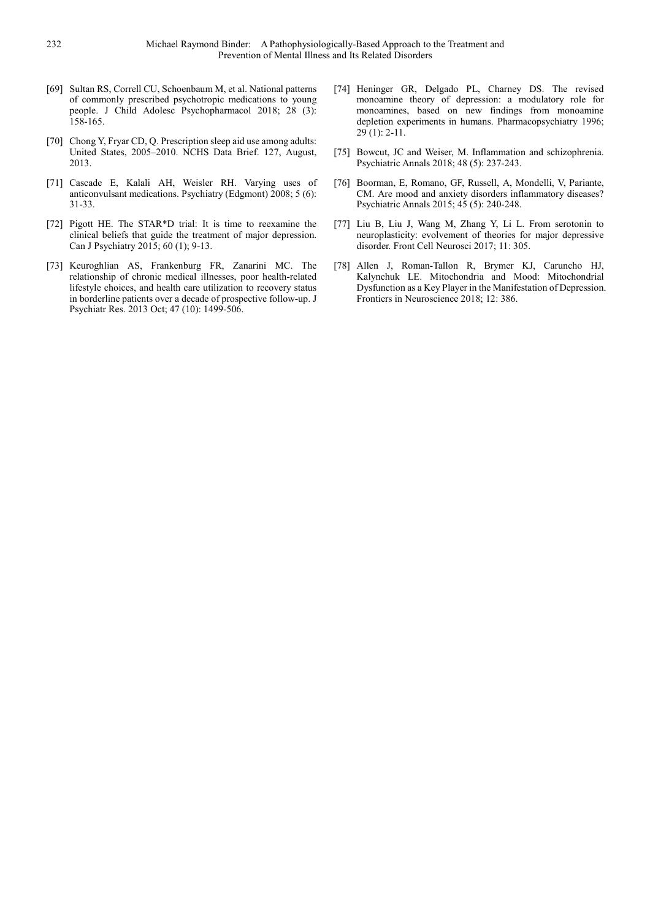[69] Sultan RS, Correll CU, Schoenbaum M, et al. National patterns of commonly prescribed psychotropic medications to young people. J Child Adolesc Psychopharmacol 2018; 28 (3): 158-165.

[70] Chong Y, Fryar CD, Q. Prescription sleep aid use among adults: United States, 2005–2010. NCHS Data Brief. 127, August, 2013.

[71] Cascade E, Kalali AH, Weisler RH. Varying uses of anticonvulsant medications. Psychiatry (Edgmont) 2008; 5 (6): 31-33.

[72] Pigott HE. The STAR*D trial: It is time to reexamine the clinical beliefs that guide the treatment of major depression. Can J Psychiatry 2015; 60 (1); 9-13.

[73] Keuroghlian AS, Frankenburg FR, Zanarini MC. The relationship of chronic medical illnesses, poor health-related lifestyle choices, and health care utilization to recovery status in borderline patients over a decade of prospective follow-up. J Psychiatr Res. 2013 Oct; 47 (10): 1499-506.

[74] Heninger GR, Delgado PL, Charney DS. The revised monoamine theory of depression: a modulatory role for monoamines, based on new findings from monoamine depletion experiments in humans. Pharmacopsychiatry 1996; 29 (1): 2-11.

[75] Bowcut, JC and Weiser, M. Inflammation and schizophrenia. Psychiatric Annals 2018; 48 (5): 237-243.

[76] Boorman, E, Romano, GF, Russell, A, Mondelli, V, Pariante, CM. Are mood and anxiety disorders inflammatory diseases? Psychiatric Annals 2015; 45 (5): 240-248.

[77] Liu B, Liu J, Wang M, Zhang Y, Li L. From serotonin to neuroplasticity: evolvement of theories for major depressive disorder. Front Cell Neurosci 2017; 11: 305.

[78] Allen J, Roman-Tallon R, Brymer KJ, Caruncho HJ, Kalynchuk LE. Mitochondria and Mood: Mitochondrial Dysfunction as a Key Player in the Manifestation of Depression. Frontiers in Neuroscience 2018; 12: 386.